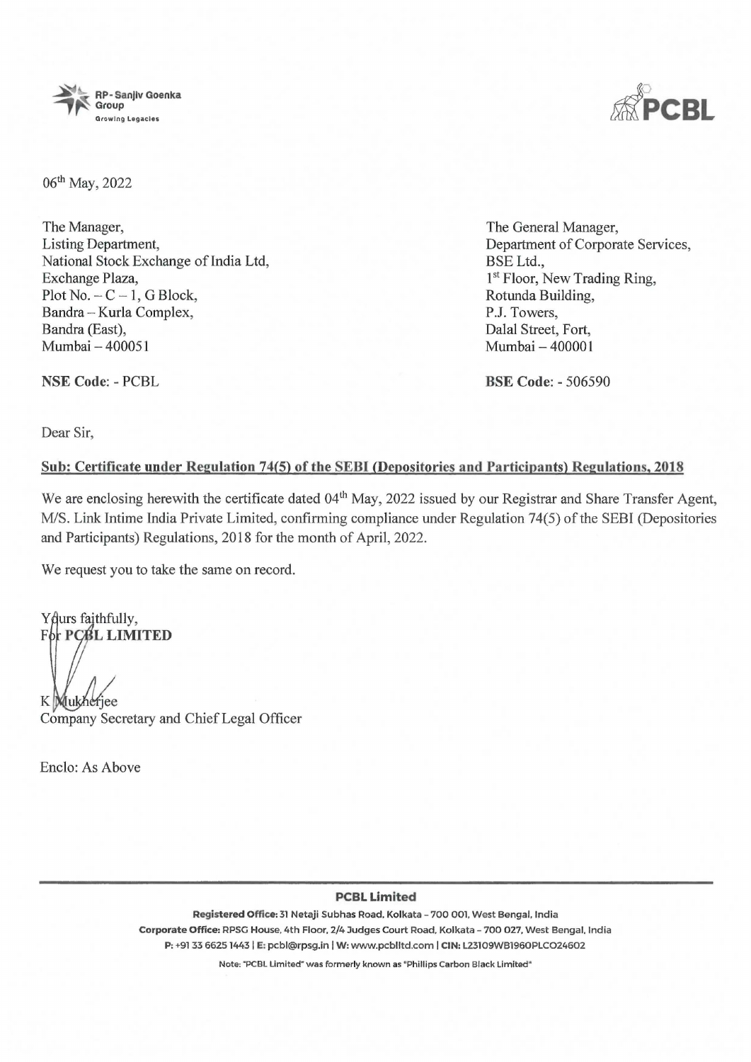RP-Sanjiv Goenka Group
Growing Legacies

PCBL

06th May, 2022

The Manager,
Listing Department,
National Stock Exchange of India Ltd,
Exchange Plaza,
Plot No. – C – 1, G Block,
Bandra – Kurla Complex,
Bandra (East),
Mumbai – 400051

**NSE Code**: - PCBL

The General Manager,
Department of Corporate Services,
BSE Ltd.,
1st Floor, New Trading Ring,
Rotunda Building,
P.J. Towers,
Dalal Street, Fort,
Mumbai – 400001

**BSE Code**: - 506590

Dear Sir,

**Sub: Certificate under Regulation 74(5) of the SEBI (Depositories and Participants) Regulations, 2018**

We are enclosing herewith the certificate dated 04th May, 2022 issued by our Registrar and Share Transfer Agent, M/S. Link Intime India Private Limited, confirming compliance under Regulation 74(5) of the SEBI (Depositories and Participants) Regulations, 2018 for the month of April, 2022.

We request you to take the same on record.

Yours faithfully,
**For PCBL LIMITED**

K Mukherjee
Company Secretary and Chief Legal Officer

Enclo: As Above

**PCBL Limited**

**Registered Office:** 31 Netaji Subhas Road, Kolkata – 700 001, West Bengal, India
**Corporate Office:** RPSG House, 4th Floor, 2/4 Judges Court Road, Kolkata – 700 027, West Bengal, India
**P:** +91 33 6625 1443 | **E:** pcbl@rpsg.in | **W:** www.pcblltd.com | **CIN:** L23109WB1960PLC024602

Note: "PCBL Limited" was formerly known as "Phillips Carbon Black Limited"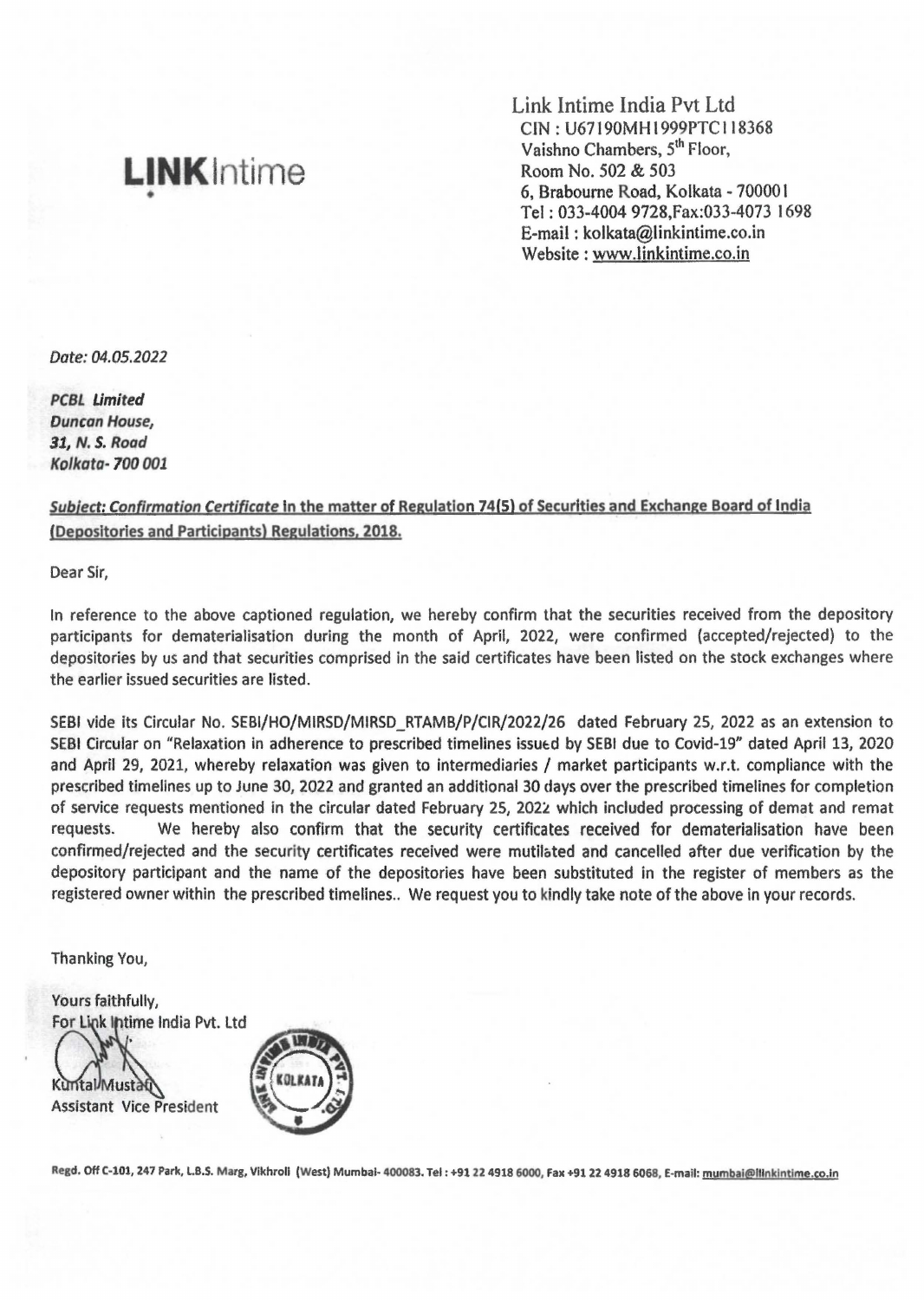**LINK**Intime

Link Intime India Pvt Ltd
CIN : U67190MH1999PTC118368
Vaishno Chambers, 5th Floor,
Room No. 502 & 503
6, Brabourne Road, Kolkata - 700001
Tel : 033-4004 9728,Fax:033-4073 1698
E-mail : kolkata@linkintime.co.in
Website : www.linkintime.co.in

*Date: 04.05.2022*

***PCBL Limited***
***Duncan House,***
***31, N. S. Road***
***Kolkata- 700 001***

***Subject: Confirmation Certificate*** in the matter of Regulation 74(5) of Securities and Exchange Board of India (Depositories and Participants) Regulations, 2018.

Dear Sir,

In reference to the above captioned regulation, we hereby confirm that the securities received from the depository participants for dematerialisation during the month of April, 2022, were confirmed (accepted/rejected) to the depositories by us and that securities comprised in the said certificates have been listed on the stock exchanges where the earlier issued securities are listed.

SEBI vide its Circular No. SEBI/HO/MIRSD/MIRSD_RTAMB/P/CIR/2022/26 dated February 25, 2022 as an extension to SEBI Circular on "Relaxation in adherence to prescribed timelines issued by SEBI due to Covid-19" dated April 13, 2020 and April 29, 2021, whereby relaxation was given to intermediaries / market participants w.r.t. compliance with the prescribed timelines up to June 30, 2022 and granted an additional 30 days over the prescribed timelines for completion of service requests mentioned in the circular dated February 25, 2022 which included processing of demat and remat requests. We hereby also confirm that the security certificates received for dematerialisation have been confirmed/rejected and the security certificates received were mutilated and cancelled after due verification by the depository participant and the name of the depositories have been substituted in the register of members as the registered owner within the prescribed timelines.. We request you to kindly take note of the above in your records.

Thanking You,

Yours faithfully,
For Link Intime India Pvt. Ltd

Kuntal Mustafi
Assistant Vice President

Regd. Off C-101, 247 Park, L.B.S. Marg, Vikhroli (West) Mumbai- 400083. Tel : +91 22 4918 6000, Fax +91 22 4918 6068, E-mail: mumbai@linkintime.co.in